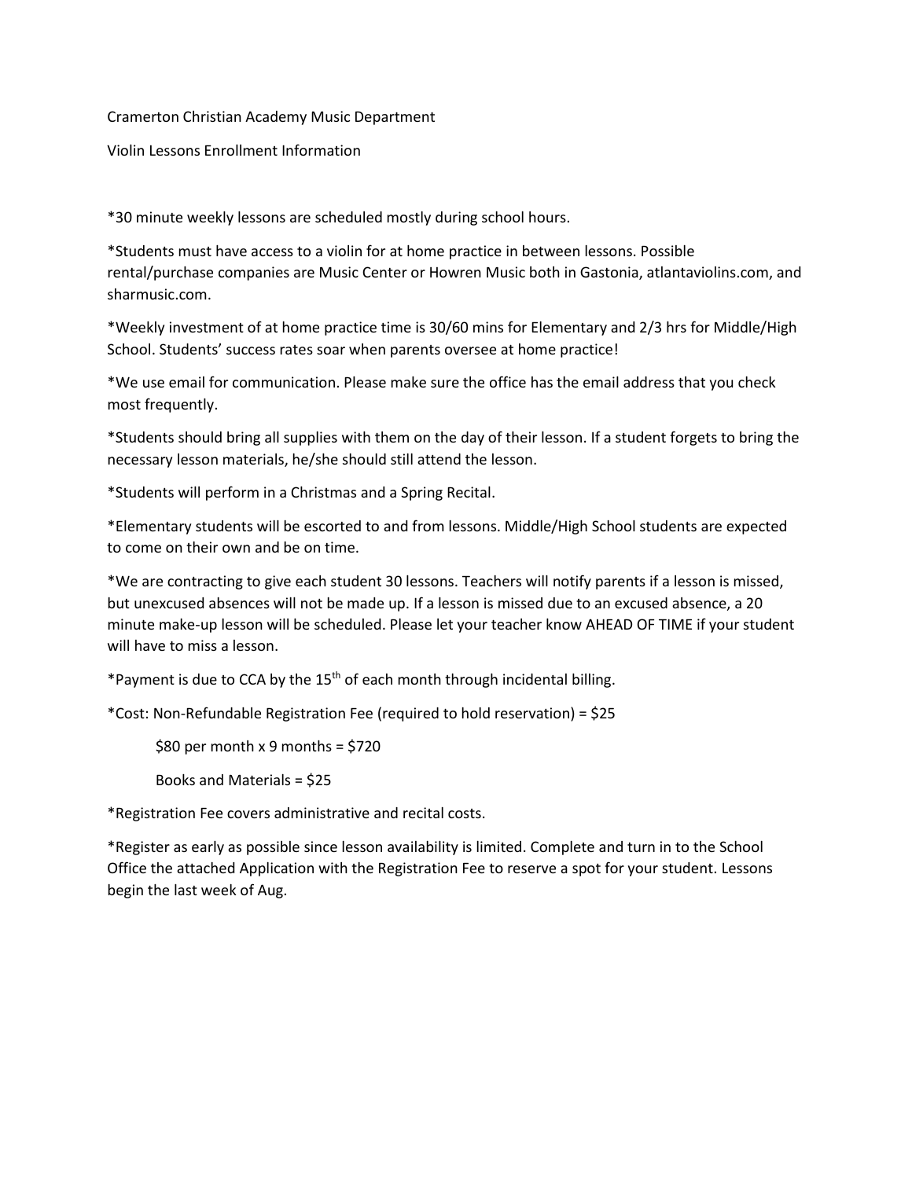Cramerton Christian Academy Music Department

Violin Lessons Enrollment Information

*30 minute weekly lessons are scheduled mostly during school hours.

*Students must have access to a violin for at home practice in between lessons. Possible rental/purchase companies are Music Center or Howren Music both in Gastonia, atlantaviolins.com, and sharmusic.com.

*Weekly investment of at home practice time is 30/60 mins for Elementary and 2/3 hrs for Middle/High School. Students' success rates soar when parents oversee at home practice!

*We use email for communication. Please make sure the office has the email address that you check most frequently.

*Students should bring all supplies with them on the day of their lesson. If a student forgets to bring the necessary lesson materials, he/she should still attend the lesson.

*Students will perform in a Christmas and a Spring Recital.

*Elementary students will be escorted to and from lessons. Middle/High School students are expected to come on their own and be on time.

*We are contracting to give each student 30 lessons. Teachers will notify parents if a lesson is missed, but unexcused absences will not be made up. If a lesson is missed due to an excused absence, a 20 minute make-up lesson will be scheduled. Please let your teacher know AHEAD OF TIME if your student will have to miss a lesson.

*Payment is due to CCA by the 15th of each month through incidental billing.

*Cost: Non-Refundable Registration Fee (required to hold reservation) = $25

$80 per month x 9 months = $720

Books and Materials = $25

*Registration Fee covers administrative and recital costs.

*Register as early as possible since lesson availability is limited. Complete and turn in to the School Office the attached Application with the Registration Fee to reserve a spot for your student. Lessons begin the last week of Aug.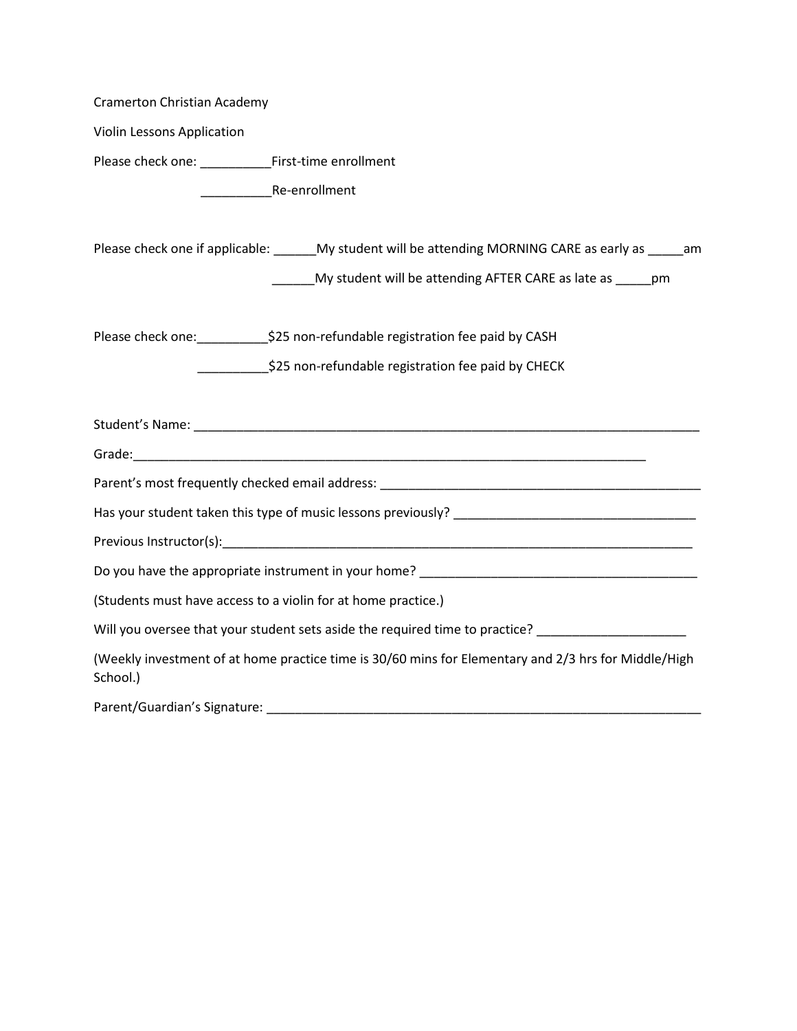Cramerton Christian Academy

Violin Lessons Application

Please check one: __________First-time enrollment

__________Re-enrollment

Please check one if applicable: ______My student will be attending MORNING CARE as early as _____am

______My student will be attending AFTER CARE as late as _____pm

Please check one:__________$25 non-refundable registration fee paid by CASH

__________$25 non-refundable registration fee paid by CHECK

Student's Name: ___________________________________________________________________________

Grade:_____________________________________________________________________________

Parent's most frequently checked email address: ________________________________________________

Has your student taken this type of music lessons previously? __________________________________

Previous Instructor(s):_____________________________________________________________________

Do you have the appropriate instrument in your home? ________________________________________

(Students must have access to a violin for at home practice.)

Will you oversee that your student sets aside the required time to practice? _____________________

(Weekly investment of at home practice time is 30/60 mins for Elementary and 2/3 hrs for Middle/High School.)

Parent/Guardian's Signature: _______________________________________________________________